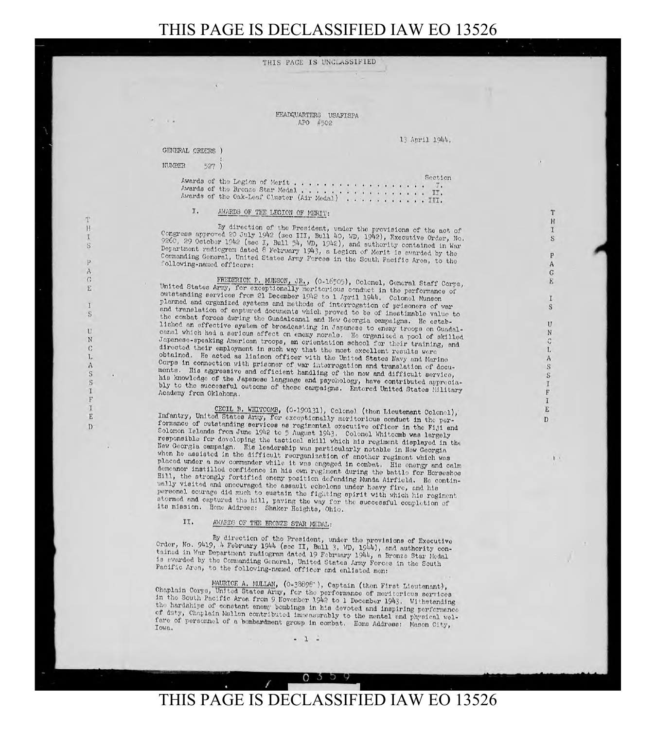THIS PAGE IS UNCLASSIFIED

HEADQUARTERS USAFISPA
APO #502

13 April 1944.

GENERAL ORDERS )
:
NUMBER 527 )

| | Section |
|---|---|
| Awards of the Legion of Merit . . . . . . . . . . . . . . . . . . . | I. |
| Awards of the Bronze Star Medal . . . . . . . . . . . . . . . . . . | II. |
| Awards of the Oak-Leaf Cluster (Air Medal) . . . . . . . . . . . . | III. |

I. AWARDS OF THE LEGION OF MERIT:

By direction of the President, under the provisions of the act of Congress approved 20 July 1942 (sec III, Bull 40, WD, 1942), Executive Order, No. 9260, 29 October 1942 (sec I, Bull 54, WD, 1942), and authority contained in War Department radiogram dated 8 February 1943, a Legion of Merit is awarded by the Commanding General, United States Army Forces in the South Pacific Area, to the following-named officers:

FREDERICK P. MUNSON, JR., (O-16505), Colonel, General Staff Corps, United States Army, for exceptionally meritorious conduct in the performance of outstanding services from 21 December 1942 to 1 April 1944. Colonel Munson planned and organized systems and methods of interrogation of prisoners of war and translation of captured documents which proved to be of inestimable value to the combat forces during the Guadalcanal and New Georgia campaigns. He established an effective system of broadcasting in Japanese to enemy troops on Guadalcanal which had a serious effect on enemy morale. He organized a pool of skilled Japanese-speaking American troops, an orientation school for their training, and directed their employment in such way that the most excellent results were obtained. He acted as liaison officer with the United States Navy and Marine Corps in connection with prisoner of war interrogation and translation of documents. His aggressive and efficient handling of the new and difficult service, his knowledge of the Japanese language and psychology, have contributed appreciably to the successful outcome of these campaigns. Entered United States Military Academy from Oklahoma.

CECIL B. WHITCOMB, (O-190131), Colonel (then Lieutenant Colonel), Infantry, United States Army, for exceptionally meritorious conduct in the performance of outstanding services as regimental executive officer in the Fiji and Solomon Islands from June 1942 to 5 August 1943. Colonel Whitcomb was largely responsible for developing the tactical skill which his regiment displayed in the New Georgia campaign. His leadership was particularly notable in New Georgia when he assisted in the difficult reorganization of another regiment which was placed under a new commander while it was engaged in combat. His energy and calm demeanor instilled confidence in his own regiment during the battle for Horseshoe Hill, the strongly fortified enemy position defending Munda Airfield. He continually visited and encouraged the assault echelons under heavy fire, and his personal courage did much to sustain the fighting spirit with which his regiment stormed and captured the hill, paving the way for the successful completion of its mission. Home Address: Shaker Heights, Ohio.

II. AWARDS OF THE BRONZE STAR MEDAL:

By direction of the President, under the provisions of Executive Order, No. 9419, 4 February 1944 (sec II, Bull 3, WD, 1944), and authority contained in War Department radiogram dated 19 February 1944, a Bronze Star Medal is awarded by the Commanding General, United States Army Forces in the South Pacific Area, to the following-named officer and enlisted men:

MAURICE A. MULLAN, (O-38898?), Captain (then First Lieutenant), Chaplain Corps, United States Army, for the performance of meritorious services in the South Pacific Area from 9 November 1942 to 1 December 1943. Withstanding the hardships of constant enemy bombings in his devoted and inspiring performance of duty, Chaplain Mullan contributed immeasurably to the mental and physical welfare of personnel of a bombardment group in combat. Home Address: Mason City, Iowa.

0359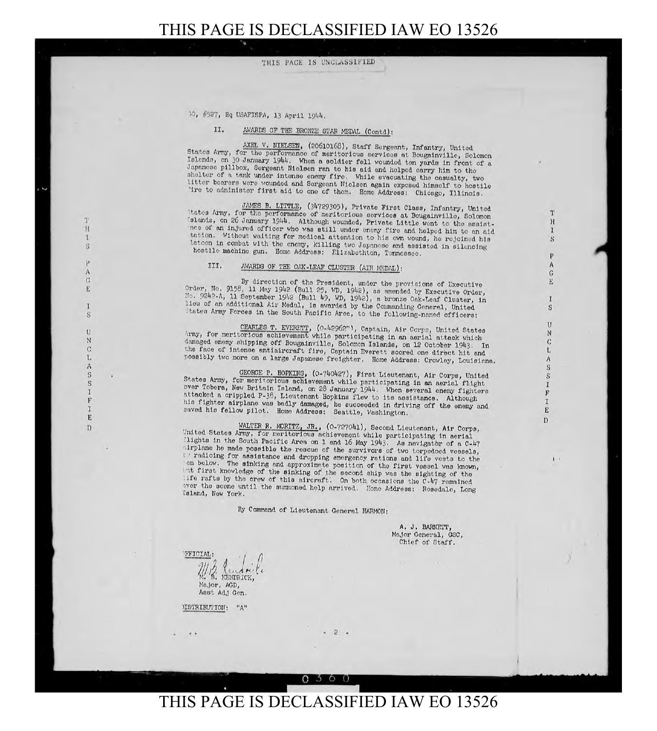GO, #527, Hq USAFISPA, 13 April 1944.

II. AWARDS OF THE BRONZE STAR MEDAL (Contd):

AXEL V. NIELSEN, (20610168), Staff Sergeant, Infantry, United States Army, for the performance of meritorious services at Bougainville, Solomon Islands, on 30 January 1944. When a soldier fell wounded ten yards in front of a Japanese pillbox, Sergeant Nielsen ran to his aid and helped carry him to the shelter of a tank under intense enemy fire. While evacuating the casualty, two litter bearers were wounded and Sergeant Nielsen again exposed himself to hostile fire to administer first aid to one of them. Home Address: Chicago, Illinois.

JAMES B. LITTLE, (34729305), Private First Class, Infantry, United States Army, for the performance of meritorious services at Bougainville, Solomon Islands, on 26 January 1944. Although wounded, Private Little went to the assistance of an injured officer who was still under enemy fire and helped him to an aid station. Without waiting for medical attention to his own wound, he rejoined his platoon in combat with the enemy, killing two Japanese and assisted in silencing hostile machine gun. Home Address: Elizabethton, Tennessee.

III. AWARDS OF THE OAK-LEAF CLUSTER (AIR MEDAL):

By direction of the President, under the provisions of Executive Order, No. 9158, 11 May 1942 (Bull 25, WD, 1942), as amended by Executive Order, No. 9242-A, 11 September 1942 (Bull 49, WD, 1942), a bronze Oak-Leaf Cluster, in lieu of an additional Air Medal, is awarded by the Commanding General, United States Army Forces in the South Pacific Area, to the following-named officers:

CHARLES T. EVERETT, (O-429627), Captain, Air Corps, United States Army, for meritorious achievement while participating in an aerial attack which damaged enemy shipping off Bougainville, Solomon Islands, on 12 October 1943. In the face of intense antiaircraft fire, Captain Everett scored one direct hit and possibly two more on a large Japanese freighter. Home Address: Crowley, Louisiana.

GEORGE P. HOPKINS, (O-740427), First Lieutenant, Air Corps, United States Army, for meritorious achievement while participating in an aerial flight over Tobera, New Britain Island, on 28 January 1944. When several enemy fighters attacked a crippled P-38, Lieutenant Hopkins flew to its assistance. Although his fighter airplane was badly damaged, he succeeded in driving off the enemy and saved his fellow pilot. Home Address: Seattle, Washington.

WALTER R. MORITZ, JR., (O-727041), Second Lieutenant, Air Corps, United States Army, for meritorious achievement while participating in aerial flights in the South Pacific Area on 1 and 16 May 1943. As navigator of a C-47 airplane he made possible the rescue of the survivors of two torpedoed vessels, by radioing for assistance and dropping emergency rations and life vests to the men below. The sinking and approximate position of the first vessel was known, but first knowledge of the sinking of the second ship was the sighting of the life rafts by the crew of this aircraft. On both occasions the C-47 remained over the scene until the summoned help arrived. Home Address: Rosedale, Long Island, New York.

By Command of Lieutenant General HARMON:

A. J. BARNETT,
Major General, GSC,
Chief of Staff.

OFFICIAL:

M. B. KENDRICK,
Major, AGD,
Asst Adj Gen.

DISTRIBUTION: "A"